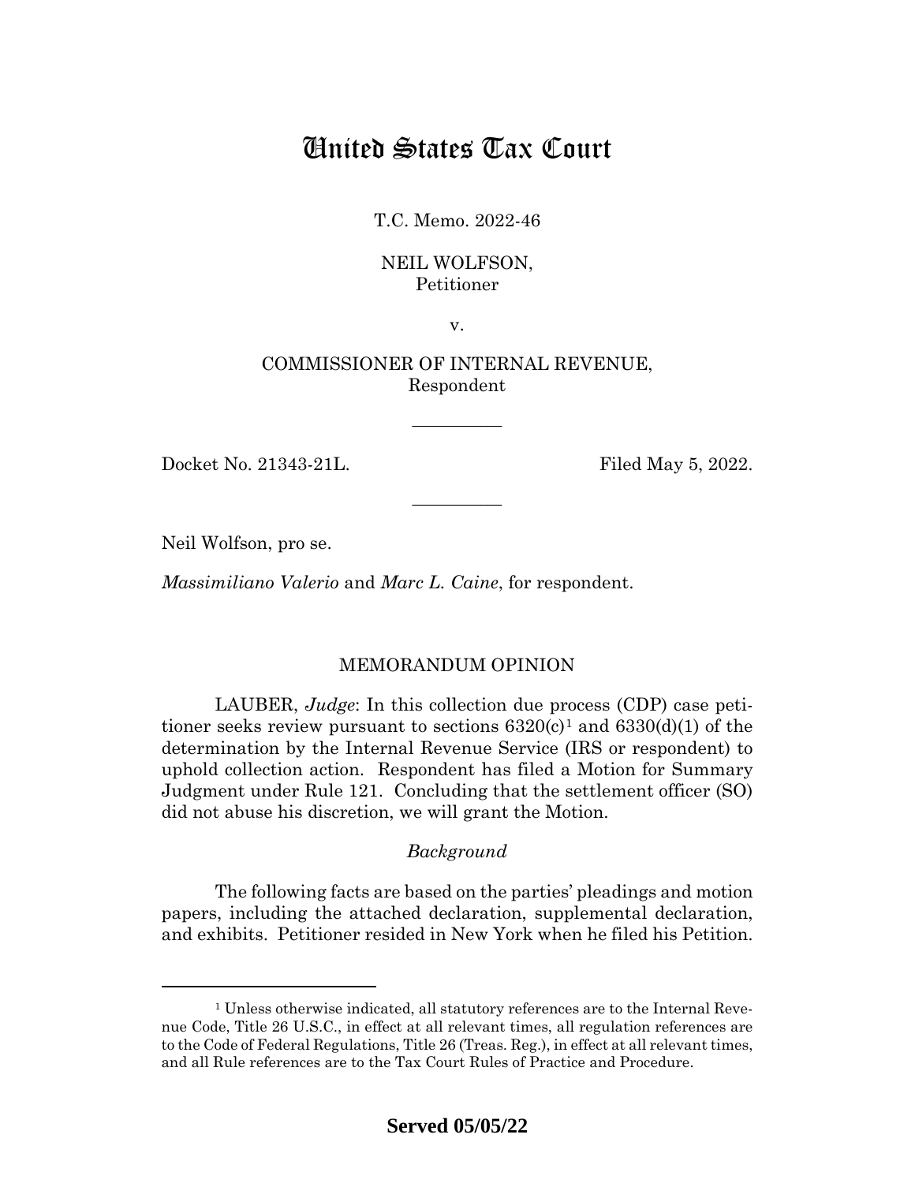# United States Tax Court

T.C. Memo. 2022-46

NEIL WOLFSON,
Petitioner

v.

COMMISSIONER OF INTERNAL REVENUE,
Respondent

---

Docket No. 21343-21L.                                                                 Filed May 5, 2022.

---

Neil Wolfson, pro se.

*Massimiliano Valerio* and *Marc L. Caine*, for respondent.

## MEMORANDUM OPINION

LAUBER, *Judge*: In this collection due process (CDP) case petitioner seeks review pursuant to sections 6320(c)[1] and 6330(d)(1) of the determination by the Internal Revenue Service (IRS or respondent) to uphold collection action. Respondent has filed a Motion for Summary Judgment under Rule 121. Concluding that the settlement officer (SO) did not abuse his discretion, we will grant the Motion.

### *Background*

The following facts are based on the parties' pleadings and motion papers, including the attached declaration, supplemental declaration, and exhibits. Petitioner resided in New York when he filed his Petition.

---

[1] Unless otherwise indicated, all statutory references are to the Internal Revenue Code, Title 26 U.S.C., in effect at all relevant times, all regulation references are to the Code of Federal Regulations, Title 26 (Treas. Reg.), in effect at all relevant times, and all Rule references are to the Tax Court Rules of Practice and Procedure.

**Served 05/05/22**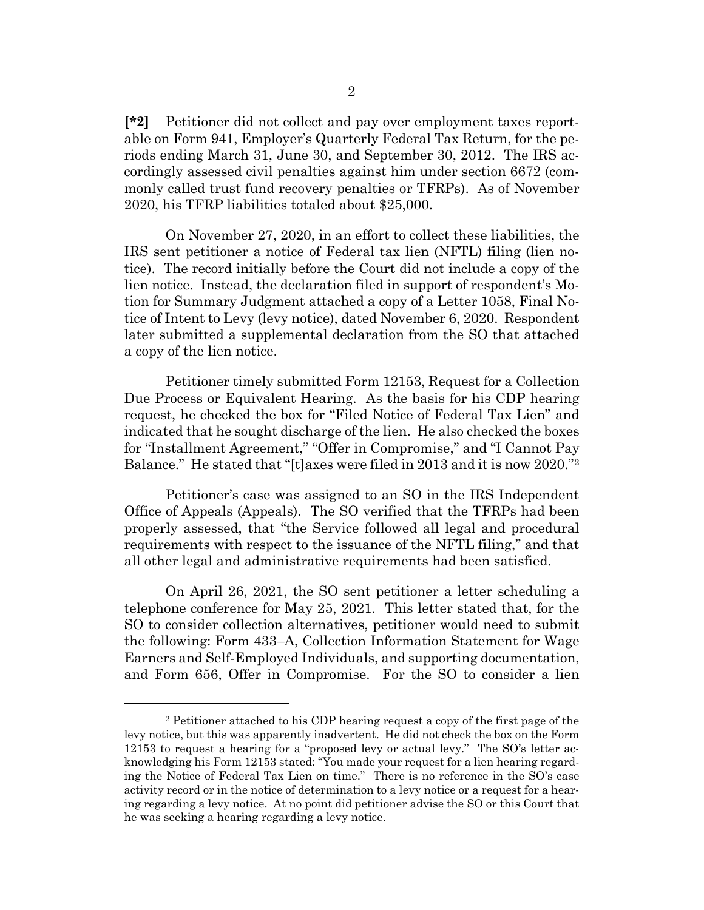**[*2]** Petitioner did not collect and pay over employment taxes reportable on Form 941, Employer's Quarterly Federal Tax Return, for the periods ending March 31, June 30, and September 30, 2012. The IRS accordingly assessed civil penalties against him under section 6672 (commonly called trust fund recovery penalties or TFRPs). As of November 2020, his TFRP liabilities totaled about $25,000.

On November 27, 2020, in an effort to collect these liabilities, the IRS sent petitioner a notice of Federal tax lien (NFTL) filing (lien notice). The record initially before the Court did not include a copy of the lien notice. Instead, the declaration filed in support of respondent's Motion for Summary Judgment attached a copy of a Letter 1058, Final Notice of Intent to Levy (levy notice), dated November 6, 2020. Respondent later submitted a supplemental declaration from the SO that attached a copy of the lien notice.

Petitioner timely submitted Form 12153, Request for a Collection Due Process or Equivalent Hearing. As the basis for his CDP hearing request, he checked the box for "Filed Notice of Federal Tax Lien" and indicated that he sought discharge of the lien. He also checked the boxes for "Installment Agreement," "Offer in Compromise," and "I Cannot Pay Balance." He stated that "[t]axes were filed in 2013 and it is now 2020."[2]

Petitioner's case was assigned to an SO in the IRS Independent Office of Appeals (Appeals). The SO verified that the TFRPs had been properly assessed, that "the Service followed all legal and procedural requirements with respect to the issuance of the NFTL filing," and that all other legal and administrative requirements had been satisfied.

On April 26, 2021, the SO sent petitioner a letter scheduling a telephone conference for May 25, 2021. This letter stated that, for the SO to consider collection alternatives, petitioner would need to submit the following: Form 433–A, Collection Information Statement for Wage Earners and Self-Employed Individuals, and supporting documentation, and Form 656, Offer in Compromise. For the SO to consider a lien

[2] Petitioner attached to his CDP hearing request a copy of the first page of the levy notice, but this was apparently inadvertent. He did not check the box on the Form 12153 to request a hearing for a "proposed levy or actual levy." The SO's letter acknowledging his Form 12153 stated: "You made your request for a lien hearing regarding the Notice of Federal Tax Lien on time." There is no reference in the SO's case activity record or in the notice of determination to a levy notice or a request for a hearing regarding a levy notice. At no point did petitioner advise the SO or this Court that he was seeking a hearing regarding a levy notice.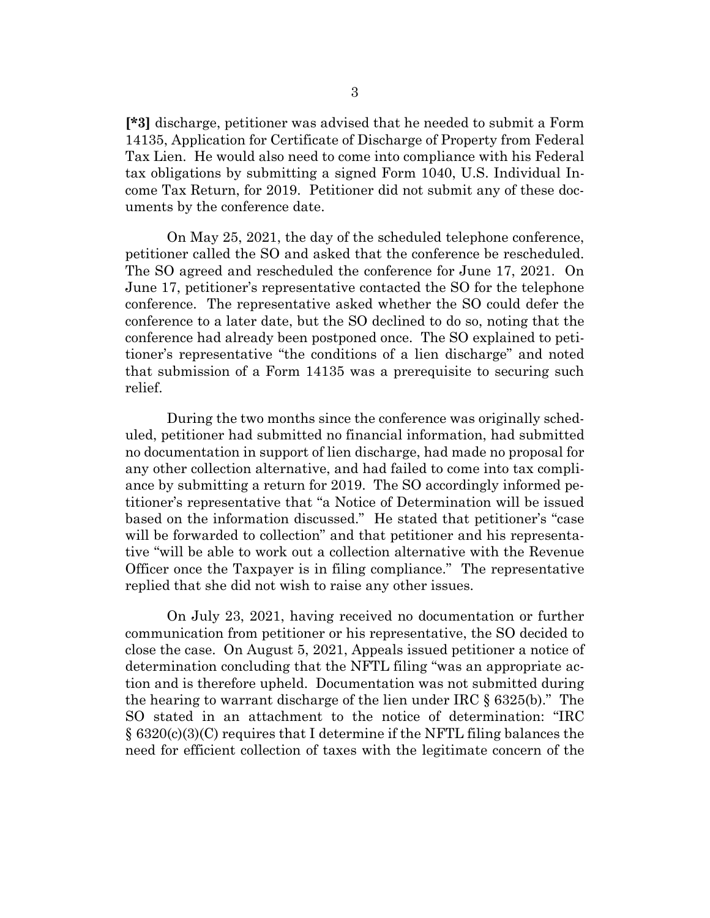**[*3]** discharge, petitioner was advised that he needed to submit a Form 14135, Application for Certificate of Discharge of Property from Federal Tax Lien. He would also need to come into compliance with his Federal tax obligations by submitting a signed Form 1040, U.S. Individual Income Tax Return, for 2019. Petitioner did not submit any of these documents by the conference date.

On May 25, 2021, the day of the scheduled telephone conference, petitioner called the SO and asked that the conference be rescheduled. The SO agreed and rescheduled the conference for June 17, 2021. On June 17, petitioner's representative contacted the SO for the telephone conference. The representative asked whether the SO could defer the conference to a later date, but the SO declined to do so, noting that the conference had already been postponed once. The SO explained to petitioner's representative "the conditions of a lien discharge" and noted that submission of a Form 14135 was a prerequisite to securing such relief.

During the two months since the conference was originally scheduled, petitioner had submitted no financial information, had submitted no documentation in support of lien discharge, had made no proposal for any other collection alternative, and had failed to come into tax compliance by submitting a return for 2019. The SO accordingly informed petitioner's representative that "a Notice of Determination will be issued based on the information discussed." He stated that petitioner's "case will be forwarded to collection" and that petitioner and his representative "will be able to work out a collection alternative with the Revenue Officer once the Taxpayer is in filing compliance." The representative replied that she did not wish to raise any other issues.

On July 23, 2021, having received no documentation or further communication from petitioner or his representative, the SO decided to close the case. On August 5, 2021, Appeals issued petitioner a notice of determination concluding that the NFTL filing "was an appropriate action and is therefore upheld. Documentation was not submitted during the hearing to warrant discharge of the lien under IRC § 6325(b)." The SO stated in an attachment to the notice of determination: "IRC § 6320(c)(3)(C) requires that I determine if the NFTL filing balances the need for efficient collection of taxes with the legitimate concern of the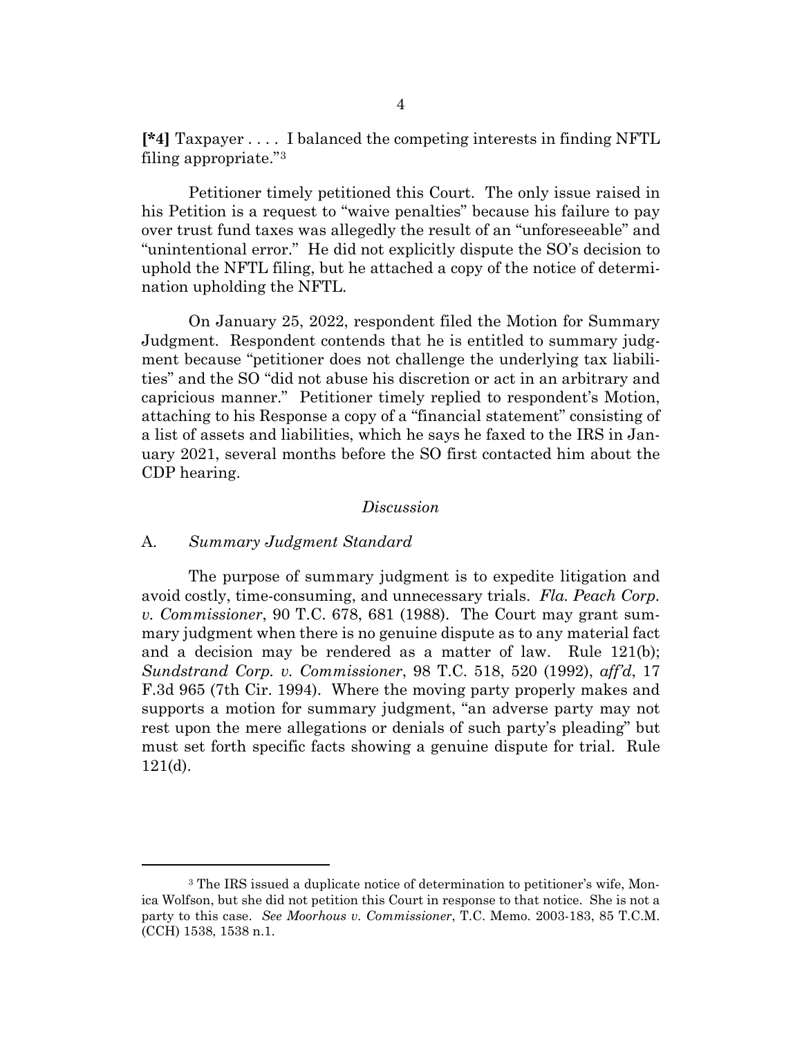**[*4]** Taxpayer . . . . I balanced the competing interests in finding NFTL filing appropriate."[3]

Petitioner timely petitioned this Court. The only issue raised in his Petition is a request to "waive penalties" because his failure to pay over trust fund taxes was allegedly the result of an "unforeseeable" and "unintentional error." He did not explicitly dispute the SO's decision to uphold the NFTL filing, but he attached a copy of the notice of determination upholding the NFTL.

On January 25, 2022, respondent filed the Motion for Summary Judgment. Respondent contends that he is entitled to summary judgment because "petitioner does not challenge the underlying tax liabilities" and the SO "did not abuse his discretion or act in an arbitrary and capricious manner." Petitioner timely replied to respondent's Motion, attaching to his Response a copy of a "financial statement" consisting of a list of assets and liabilities, which he says he faxed to the IRS in January 2021, several months before the SO first contacted him about the CDP hearing.

*Discussion*

A. *Summary Judgment Standard*

The purpose of summary judgment is to expedite litigation and avoid costly, time-consuming, and unnecessary trials. *Fla. Peach Corp. v. Commissioner*, 90 T.C. 678, 681 (1988). The Court may grant summary judgment when there is no genuine dispute as to any material fact and a decision may be rendered as a matter of law. Rule 121(b); *Sundstrand Corp. v. Commissioner*, 98 T.C. 518, 520 (1992), *aff'd*, 17 F.3d 965 (7th Cir. 1994). Where the moving party properly makes and supports a motion for summary judgment, "an adverse party may not rest upon the mere allegations or denials of such party's pleading" but must set forth specific facts showing a genuine dispute for trial. Rule 121(d).

---

[3] The IRS issued a duplicate notice of determination to petitioner's wife, Monica Wolfson, but she did not petition this Court in response to that notice. She is not a party to this case. *See Moorhous v. Commissioner*, T.C. Memo. 2003-183, 85 T.C.M. (CCH) 1538, 1538 n.1.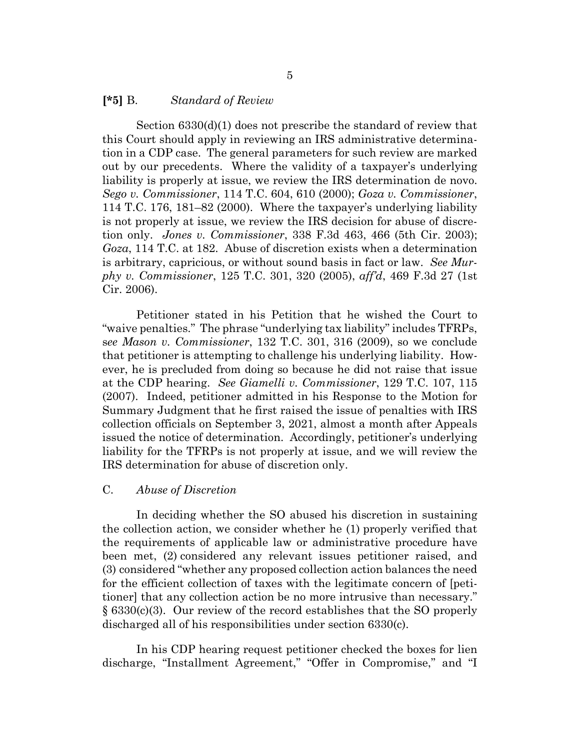**[*5]** B. *Standard of Review*

Section 6330(d)(1) does not prescribe the standard of review that this Court should apply in reviewing an IRS administrative determination in a CDP case. The general parameters for such review are marked out by our precedents. Where the validity of a taxpayer's underlying liability is properly at issue, we review the IRS determination de novo. *Sego v. Commissioner*, 114 T.C. 604, 610 (2000); *Goza v. Commissioner*, 114 T.C. 176, 181–82 (2000). Where the taxpayer's underlying liability is not properly at issue, we review the IRS decision for abuse of discretion only. *Jones v. Commissioner*, 338 F.3d 463, 466 (5th Cir. 2003); *Goza*, 114 T.C. at 182. Abuse of discretion exists when a determination is arbitrary, capricious, or without sound basis in fact or law. *See Murphy v. Commissioner*, 125 T.C. 301, 320 (2005), *aff'd*, 469 F.3d 27 (1st Cir. 2006).

Petitioner stated in his Petition that he wished the Court to "waive penalties." The phrase "underlying tax liability" includes TFRPs, s*ee Mason v. Commissioner*, 132 T.C. 301, 316 (2009), so we conclude that petitioner is attempting to challenge his underlying liability. However, he is precluded from doing so because he did not raise that issue at the CDP hearing. *See Giamelli v. Commissioner*, 129 T.C. 107, 115 (2007). Indeed, petitioner admitted in his Response to the Motion for Summary Judgment that he first raised the issue of penalties with IRS collection officials on September 3, 2021, almost a month after Appeals issued the notice of determination. Accordingly, petitioner's underlying liability for the TFRPs is not properly at issue, and we will review the IRS determination for abuse of discretion only.

C. *Abuse of Discretion*

In deciding whether the SO abused his discretion in sustaining the collection action, we consider whether he (1) properly verified that the requirements of applicable law or administrative procedure have been met, (2) considered any relevant issues petitioner raised, and (3) considered "whether any proposed collection action balances the need for the efficient collection of taxes with the legitimate concern of [petitioner] that any collection action be no more intrusive than necessary." § 6330(c)(3). Our review of the record establishes that the SO properly discharged all of his responsibilities under section 6330(c).

In his CDP hearing request petitioner checked the boxes for lien discharge, "Installment Agreement," "Offer in Compromise," and "I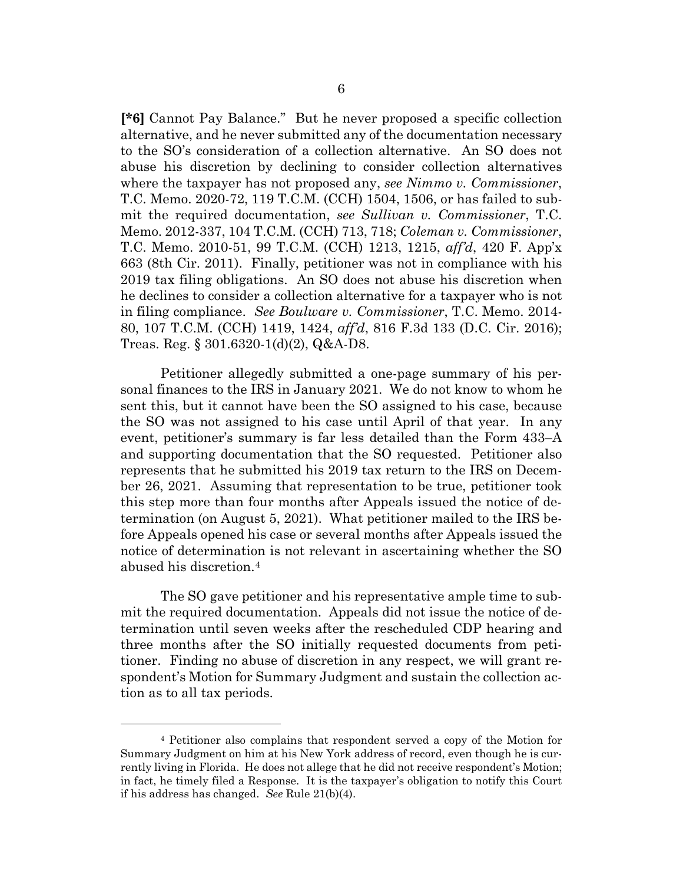**[*6]** Cannot Pay Balance." But he never proposed a specific collection alternative, and he never submitted any of the documentation necessary to the SO's consideration of a collection alternative. An SO does not abuse his discretion by declining to consider collection alternatives where the taxpayer has not proposed any, *see Nimmo v. Commissioner*, T.C. Memo. 2020-72, 119 T.C.M. (CCH) 1504, 1506, or has failed to submit the required documentation, *see Sullivan v. Commissioner*, T.C. Memo. 2012-337, 104 T.C.M. (CCH) 713, 718; *Coleman v. Commissioner*, T.C. Memo. 2010-51, 99 T.C.M. (CCH) 1213, 1215, *aff'd*, 420 F. App'x 663 (8th Cir. 2011). Finally, petitioner was not in compliance with his 2019 tax filing obligations. An SO does not abuse his discretion when he declines to consider a collection alternative for a taxpayer who is not in filing compliance. *See Boulware v. Commissioner*, T.C. Memo. 2014-80, 107 T.C.M. (CCH) 1419, 1424, *aff'd*, 816 F.3d 133 (D.C. Cir. 2016); Treas. Reg. § 301.6320-1(d)(2), Q&A-D8.

Petitioner allegedly submitted a one-page summary of his personal finances to the IRS in January 2021. We do not know to whom he sent this, but it cannot have been the SO assigned to his case, because the SO was not assigned to his case until April of that year. In any event, petitioner's summary is far less detailed than the Form 433–A and supporting documentation that the SO requested. Petitioner also represents that he submitted his 2019 tax return to the IRS on December 26, 2021. Assuming that representation to be true, petitioner took this step more than four months after Appeals issued the notice of determination (on August 5, 2021). What petitioner mailed to the IRS before Appeals opened his case or several months after Appeals issued the notice of determination is not relevant in ascertaining whether the SO abused his discretion.[4]

The SO gave petitioner and his representative ample time to submit the required documentation. Appeals did not issue the notice of determination until seven weeks after the rescheduled CDP hearing and three months after the SO initially requested documents from petitioner. Finding no abuse of discretion in any respect, we will grant respondent's Motion for Summary Judgment and sustain the collection action as to all tax periods.

[4] Petitioner also complains that respondent served a copy of the Motion for Summary Judgment on him at his New York address of record, even though he is currently living in Florida. He does not allege that he did not receive respondent's Motion; in fact, he timely filed a Response. It is the taxpayer's obligation to notify this Court if his address has changed. *See* Rule 21(b)(4).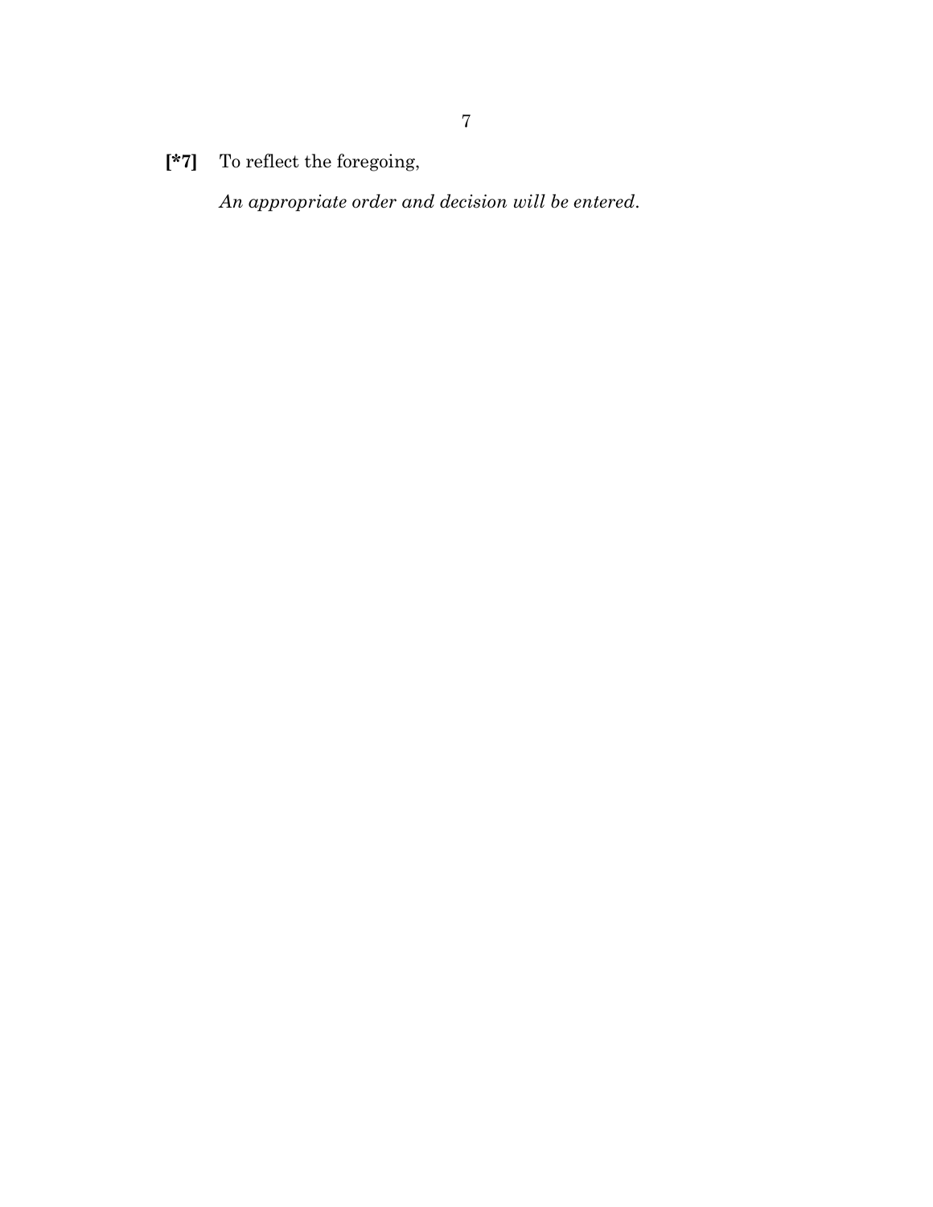**[*7]** To reflect the foregoing,

*An appropriate order and decision will be entered.*